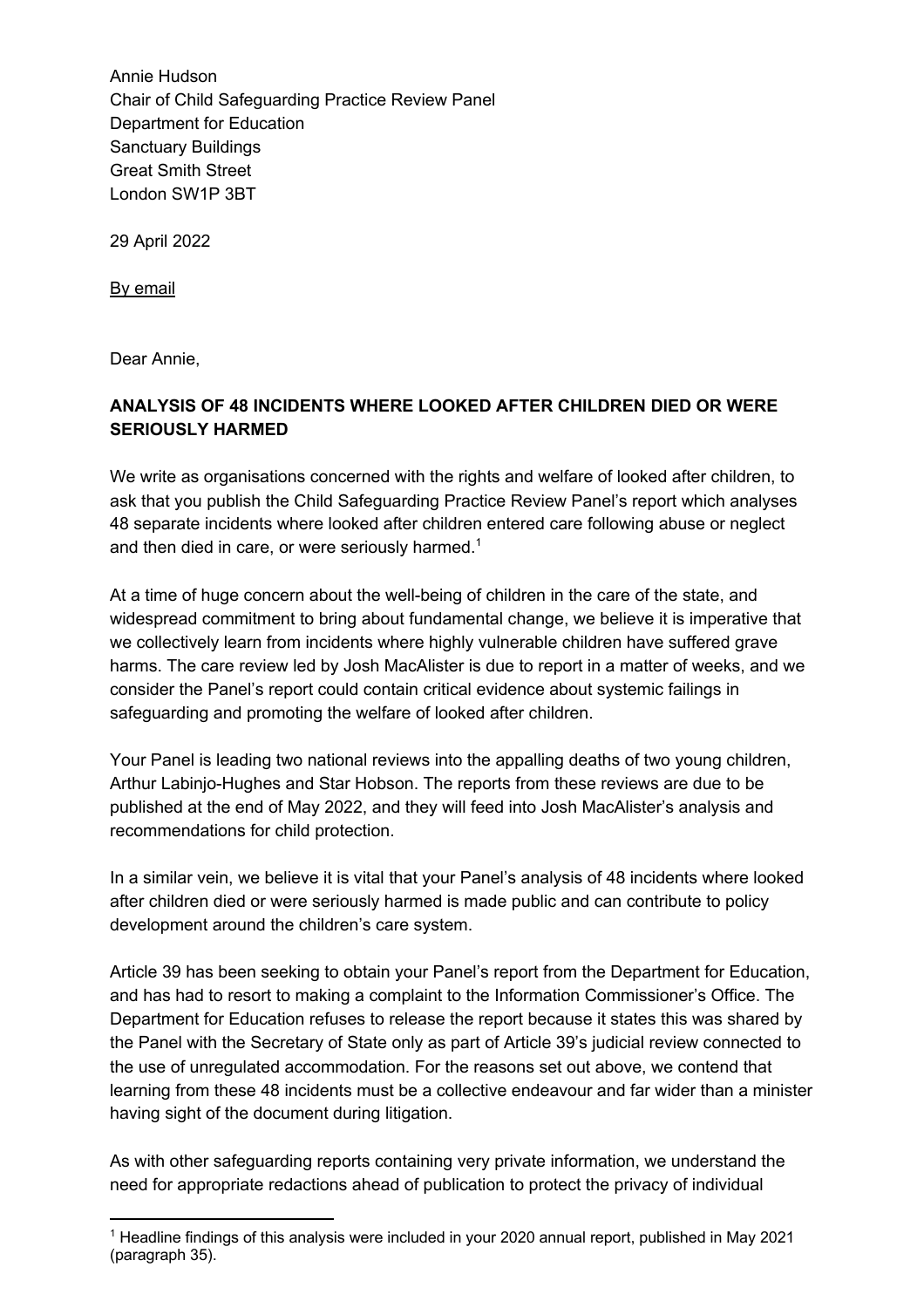Annie Hudson
Chair of Child Safeguarding Practice Review Panel
Department for Education
Sanctuary Buildings
Great Smith Street
London SW1P 3BT

29 April 2022

By email

Dear Annie,

**ANALYSIS OF 48 INCIDENTS WHERE LOOKED AFTER CHILDREN DIED OR WERE SERIOUSLY HARMED**

We write as organisations concerned with the rights and welfare of looked after children, to ask that you publish the Child Safeguarding Practice Review Panel's report which analyses 48 separate incidents where looked after children entered care following abuse or neglect and then died in care, or were seriously harmed.[1]

At a time of huge concern about the well-being of children in the care of the state, and widespread commitment to bring about fundamental change, we believe it is imperative that we collectively learn from incidents where highly vulnerable children have suffered grave harms. The care review led by Josh MacAlister is due to report in a matter of weeks, and we consider the Panel's report could contain critical evidence about systemic failings in safeguarding and promoting the welfare of looked after children.

Your Panel is leading two national reviews into the appalling deaths of two young children, Arthur Labinjo-Hughes and Star Hobson. The reports from these reviews are due to be published at the end of May 2022, and they will feed into Josh MacAlister's analysis and recommendations for child protection.

In a similar vein, we believe it is vital that your Panel's analysis of 48 incidents where looked after children died or were seriously harmed is made public and can contribute to policy development around the children's care system.

Article 39 has been seeking to obtain your Panel's report from the Department for Education, and has had to resort to making a complaint to the Information Commissioner's Office. The Department for Education refuses to release the report because it states this was shared by the Panel with the Secretary of State only as part of Article 39's judicial review connected to the use of unregulated accommodation. For the reasons set out above, we contend that learning from these 48 incidents must be a collective endeavour and far wider than a minister having sight of the document during litigation.

As with other safeguarding reports containing very private information, we understand the need for appropriate redactions ahead of publication to protect the privacy of individual

[1] Headline findings of this analysis were included in your 2020 annual report, published in May 2021 (paragraph 35).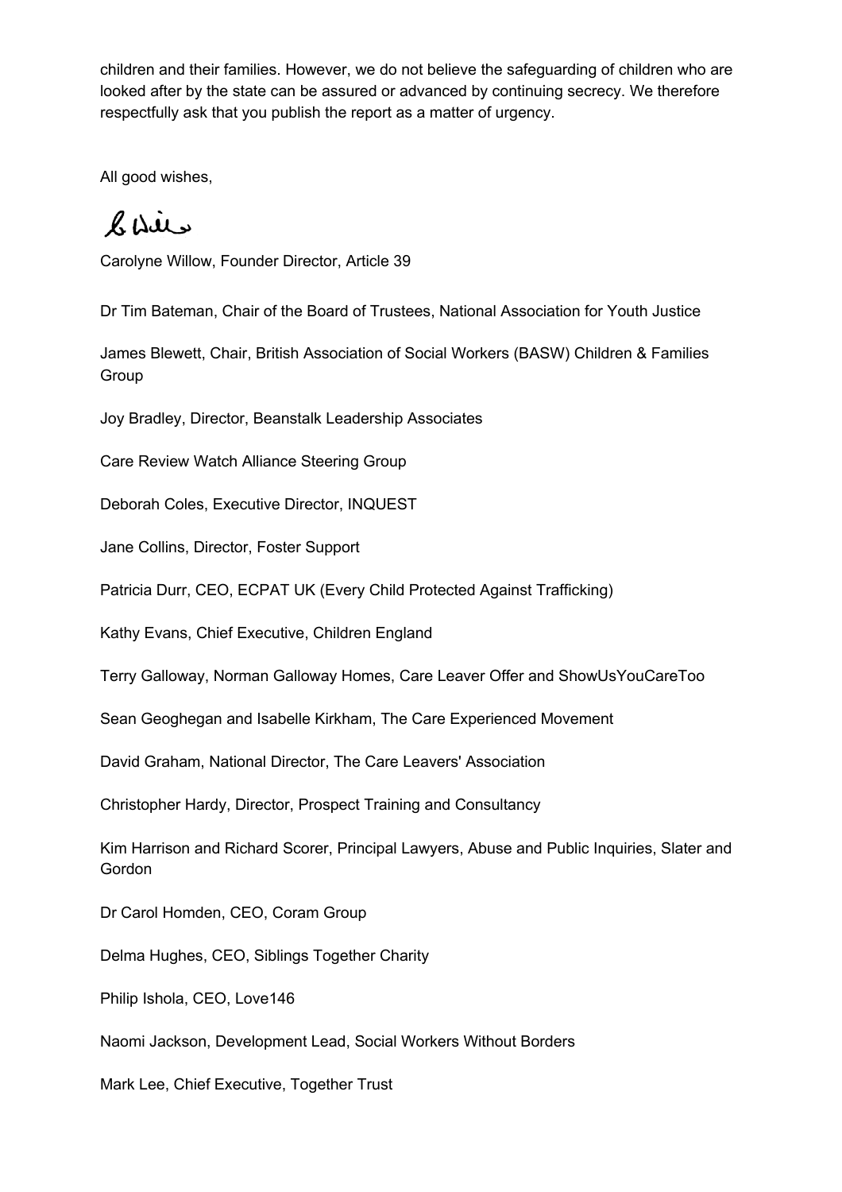children and their families. However, we do not believe the safeguarding of children who are looked after by the state can be assured or advanced by continuing secrecy. We therefore respectfully ask that you publish the report as a matter of urgency.

All good wishes,

Carolyne Willow, Founder Director, Article 39

Dr Tim Bateman, Chair of the Board of Trustees, National Association for Youth Justice

James Blewett, Chair, British Association of Social Workers (BASW) Children & Families Group

Joy Bradley, Director, Beanstalk Leadership Associates

Care Review Watch Alliance Steering Group

Deborah Coles, Executive Director, INQUEST

Jane Collins, Director, Foster Support

Patricia Durr, CEO, ECPAT UK (Every Child Protected Against Trafficking)

Kathy Evans, Chief Executive, Children England

Terry Galloway, Norman Galloway Homes, Care Leaver Offer and ShowUsYouCareToo

Sean Geoghegan and Isabelle Kirkham, The Care Experienced Movement

David Graham, National Director, The Care Leavers' Association

Christopher Hardy, Director, Prospect Training and Consultancy

Kim Harrison and Richard Scorer, Principal Lawyers, Abuse and Public Inquiries, Slater and Gordon

Dr Carol Homden, CEO, Coram Group

Delma Hughes, CEO, Siblings Together Charity

Philip Ishola, CEO, Love146

Naomi Jackson, Development Lead, Social Workers Without Borders

Mark Lee, Chief Executive, Together Trust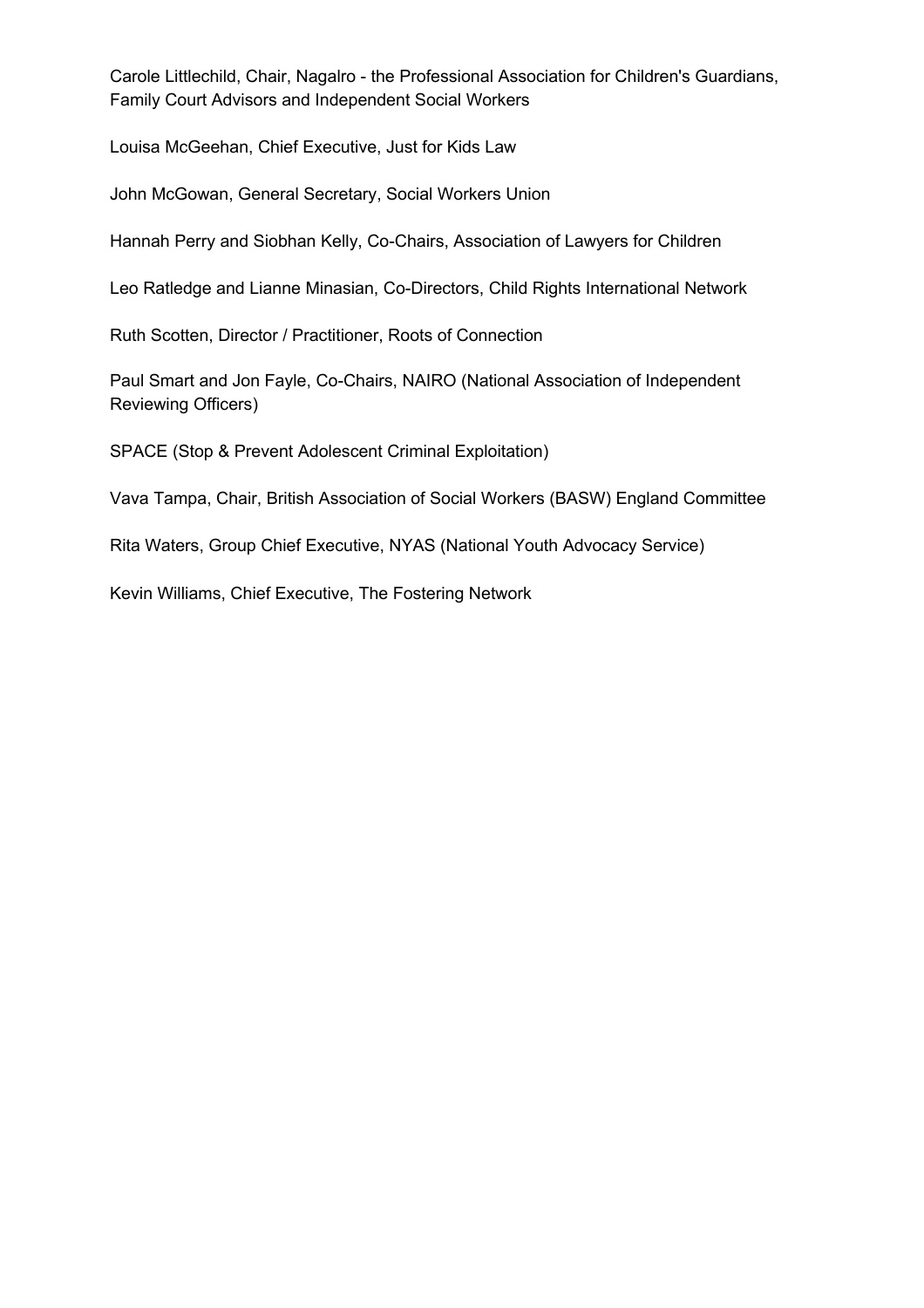Carole Littlechild, Chair, Nagalro - the Professional Association for Children's Guardians, Family Court Advisors and Independent Social Workers

Louisa McGeehan, Chief Executive, Just for Kids Law

John McGowan, General Secretary, Social Workers Union

Hannah Perry and Siobhan Kelly, Co-Chairs, Association of Lawyers for Children

Leo Ratledge and Lianne Minasian, Co-Directors, Child Rights International Network

Ruth Scotten, Director / Practitioner, Roots of Connection

Paul Smart and Jon Fayle, Co-Chairs, NAIRO (National Association of Independent Reviewing Officers)

SPACE (Stop & Prevent Adolescent Criminal Exploitation)

Vava Tampa, Chair, British Association of Social Workers (BASW) England Committee

Rita Waters, Group Chief Executive, NYAS (National Youth Advocacy Service)

Kevin Williams, Chief Executive, The Fostering Network